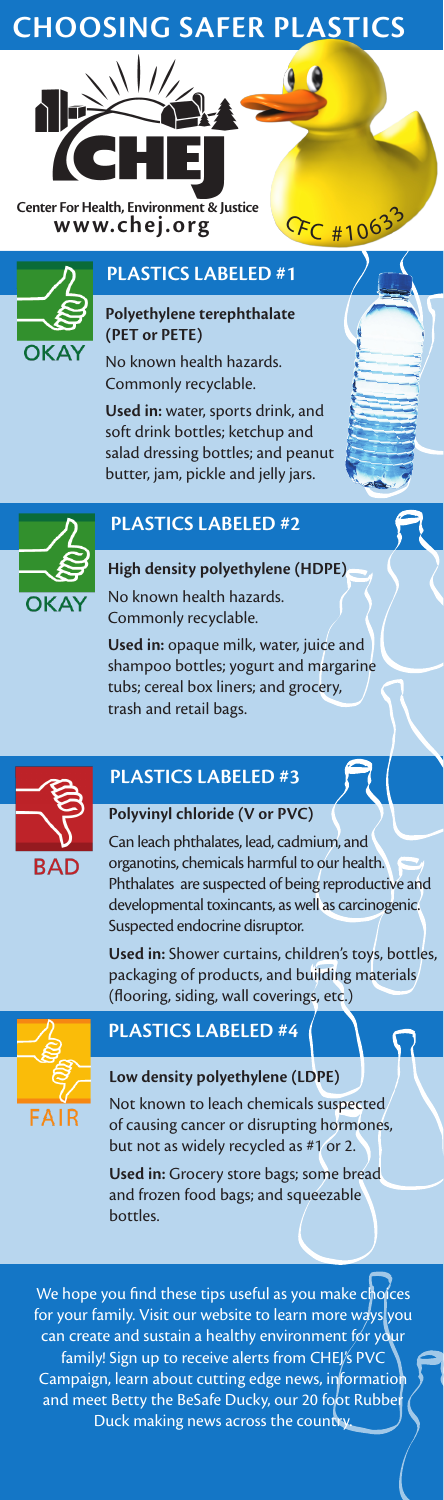# CHOOSING SAFER PLASTICS

CHEJ

**Center For Health, Environment & Justice**
**www.chej.org**

CFC #10633

## PLASTICS LABELED #1

OKAY

**Polyethylene terephthalate (PET or PETE)**

No known health hazards. Commonly recyclable.

**Used in:** water, sports drink, and soft drink bottles; ketchup and salad dressing bottles; and peanut butter, jam, pickle and jelly jars.

## PLASTICS LABELED #2

OKAY

**High density polyethylene (HDPE)**

No known health hazards. Commonly recyclable.

**Used in:** opaque milk, water, juice and shampoo bottles; yogurt and margarine tubs; cereal box liners; and grocery, trash and retail bags.

## PLASTICS LABELED #3

BAD

**Polyvinyl chloride (V or PVC)**

Can leach phthalates, lead, cadmium, and organotins, chemicals harmful to our health. Phthalates are suspected of being reproductive and developmental toxincants, as well as carcinogenic. Suspected endocrine disruptor.

**Used in:** Shower curtains, children's toys, bottles, packaging of products, and building materials (flooring, siding, wall coverings, etc.)

## PLASTICS LABELED #4

FAIR

**Low density polyethylene (LDPE)**

Not known to leach chemicals suspected of causing cancer or disrupting hormones, but not as widely recycled as #1 or 2.

**Used in:** Grocery store bags; some bread and frozen food bags; and squeezable bottles.

We hope you find these tips useful as you make choices for your family. Visit our website to learn more ways you can create and sustain a healthy environment for your family! Sign up to receive alerts from CHEJ's PVC Campaign, learn about cutting edge news, information and meet Betty the BeSafe Ducky, our 20 foot Rubber Duck making news across the country.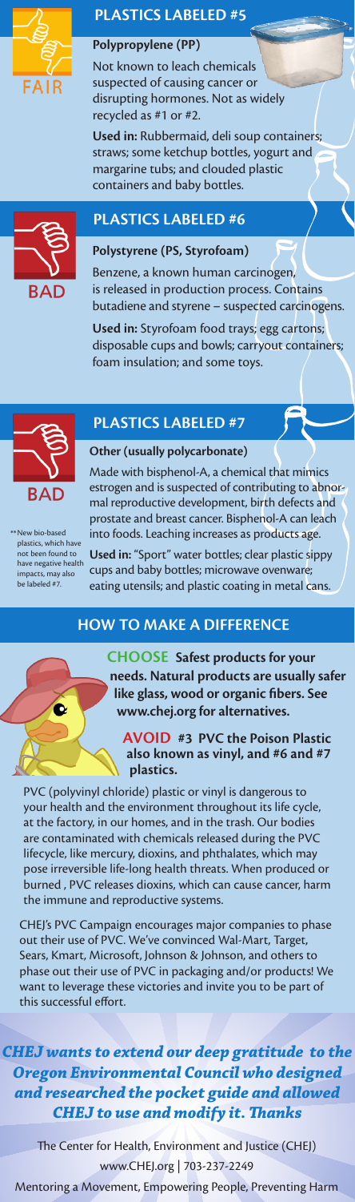FAIR

## PLASTICS LABELED #5

**Polypropylene (PP)**

Not known to leach chemicals suspected of causing cancer or disrupting hormones. Not as widely recycled as #1 or #2.

**Used in:** Rubbermaid, deli soup containers; straws; some ketchup bottles, yogurt and margarine tubs; and clouded plastic containers and baby bottles.

BAD

## PLASTICS LABELED #6

**Polystyrene (PS, Styrofoam)**

Benzene, a known human carcinogen, is released in production process. Contains butadiene and styrene – suspected carcinogens.

**Used in:** Styrofoam food trays; egg cartons; disposable cups and bowls; carryout containers; foam insulation; and some toys.

BAD

## PLASTICS LABELED #7

**Other (usually polycarbonate)**

Made with bisphenol-A, a chemical that mimics estrogen and is suspected of contributing to abnormal reproductive development, birth defects and prostate and breast cancer. Bisphenol-A can leach into foods. Leaching increases as products age.

**Used in:** "Sport" water bottles; clear plastic sippy cups and baby bottles; microwave ovenware; eating utensils; and plastic coating in metal cans.

**New bio-based plastics, which have not been found to have negative health impacts, may also be labeled #7.

## HOW TO MAKE A DIFFERENCE

**CHOOSE Safest products for your needs. Natural products are usually safer like glass, wood or organic fibers. See www.chej.org for alternatives.**

**AVOID #3 PVC the Poison Plastic also known as vinyl, and #6 and #7 plastics.**

PVC (polyvinyl chloride) plastic or vinyl is dangerous to your health and the environment throughout its life cycle, at the factory, in our homes, and in the trash. Our bodies are contaminated with chemicals released during the PVC lifecycle, like mercury, dioxins, and phthalates, which may pose irreversible life-long health threats. When produced or burned , PVC releases dioxins, which can cause cancer, harm the immune and reproductive systems.

CHEJ's PVC Campaign encourages major companies to phase out their use of PVC. We've convinced Wal-Mart, Target, Sears, Kmart, Microsoft, Johnson & Johnson, and others to phase out their use of PVC in packaging and/or products! We want to leverage these victories and invite you to be part of this successful effort.

***CHEJ wants to extend our deep gratitude to the Oregon Environmental Council who designed and researched the pocket guide and allowed CHEJ to use and modify it. Thanks***

The Center for Health, Environment and Justice (CHEJ)

www.CHEJ.org | 703-237-2249

Mentoring a Movement, Empowering People, Preventing Harm